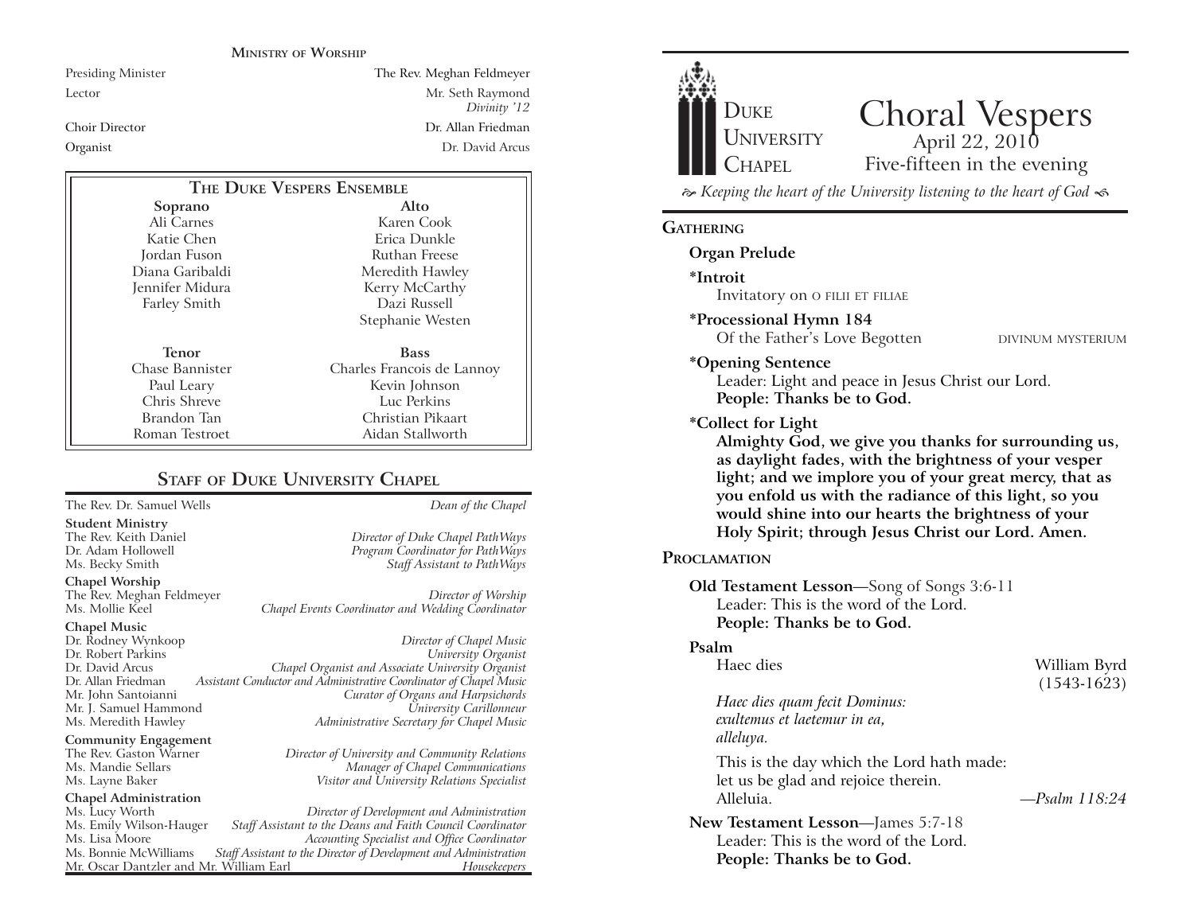## Ministry of Worship

| | |
|---|---|
| Presiding Minister | The Rev. Meghan Feldmeyer |
| Lector | Mr. Seth Raymond *Divinity '12* |
| Choir Director | Dr. Allan Friedman |
| Organist | Dr. David Arcus |

## The Duke Vespers Ensemble

| Soprano | Alto |
|---|---|
| Ali Carnes | Karen Cook |
| Katie Chen | Erica Dunkle |
| Jordan Fuson | Ruthan Freese |
| Diana Garibaldi | Meredith Hawley |
| Jennifer Midura | Kerry McCarthy |
| Farley Smith | Dazi Russell |
| | Stephanie Westen |

| Tenor | Bass |
|---|---|
| Chase Bannister | Charles Francois de Lannoy |
| Paul Leary | Kevin Johnson |
| Chris Shreve | Luc Perkins |
| Brandon Tan | Christian Pikaart |
| Roman Testroet | Aidan Stallworth |

## Staff of Duke University Chapel

The Rev. Dr. Samuel Wells — *Dean of the Chapel*

**Student Ministry**
The Rev. Keith Daniel — *Director of Duke Chapel PathWays*
Dr. Adam Hollowell — *Program Coordinator for PathWays*
Ms. Becky Smith — *Staff Assistant to PathWays*

**Chapel Worship**
The Rev. Meghan Feldmeyer — *Director of Worship*
Ms. Mollie Keel — *Chapel Events Coordinator and Wedding Coordinator*

**Chapel Music**
Dr. Rodney Wynkoop — *Director of Chapel Music*
Dr. Robert Parkins — *University Organist*
Dr. David Arcus — *Chapel Organist and Associate University Organist*
Dr. Allan Friedman — *Assistant Conductor and Administrative Coordinator of Chapel Music*
Mr. John Santoianni — *Curator of Organs and Harpsichords*
Mr. J. Samuel Hammond — *University Carillonneur*
Ms. Meredith Hawley — *Administrative Secretary for Chapel Music*

**Community Engagement**
The Rev. Gaston Warner — *Director of University and Community Relations*
Ms. Mandie Sellars — *Manager of Chapel Communications*
Ms. Layne Baker — *Visitor and University Relations Specialist*

**Chapel Administration**
Ms. Lucy Worth — *Director of Development and Administration*
Ms. Emily Wilson-Hauger — *Staff Assistant to the Deans and Faith Council Coordinator*
Ms. Lisa Moore — *Accounting Specialist and Office Coordinator*
Ms. Bonnie McWilliams — *Staff Assistant to the Director of Development and Administration*
Mr. Oscar Dantzler and Mr. William Earl — *Housekeepers*

---

Duke University Chapel

# Choral Vespers

April 22, 2010
Five-fifteen in the evening

*Keeping the heart of the University listening to the heart of God*

## Gathering

**Organ Prelude**

**\*Introit**
Invitatory on O FILII ET FILIAE

**\*Processional Hymn 184**
Of the Father's Love Begotten — DIVINUM MYSTERIUM

**\*Opening Sentence**
Leader: Light and peace in Jesus Christ our Lord.
**People: Thanks be to God.**

**\*Collect for Light**
**Almighty God, we give you thanks for surrounding us, as daylight fades, with the brightness of your vesper light; and we implore you of your great mercy, that as you enfold us with the radiance of this light, so you would shine into our hearts the brightness of your Holy Spirit; through Jesus Christ our Lord. Amen.**

## Proclamation

**Old Testament Lesson**—Song of Songs 3:6-11
Leader: This is the word of the Lord.
**People: Thanks be to God.**

**Psalm**
Haec dies — William Byrd (1543-1623)

*Haec dies quam fecit Dominus:*
*exultemus et laetemur in ea,*
*alleluya.*

This is the day which the Lord hath made:
let us be glad and rejoice therein.
Alleluia. —*Psalm 118:24*

**New Testament Lesson**—James 5:7-18
Leader: This is the word of the Lord.
**People: Thanks be to God.**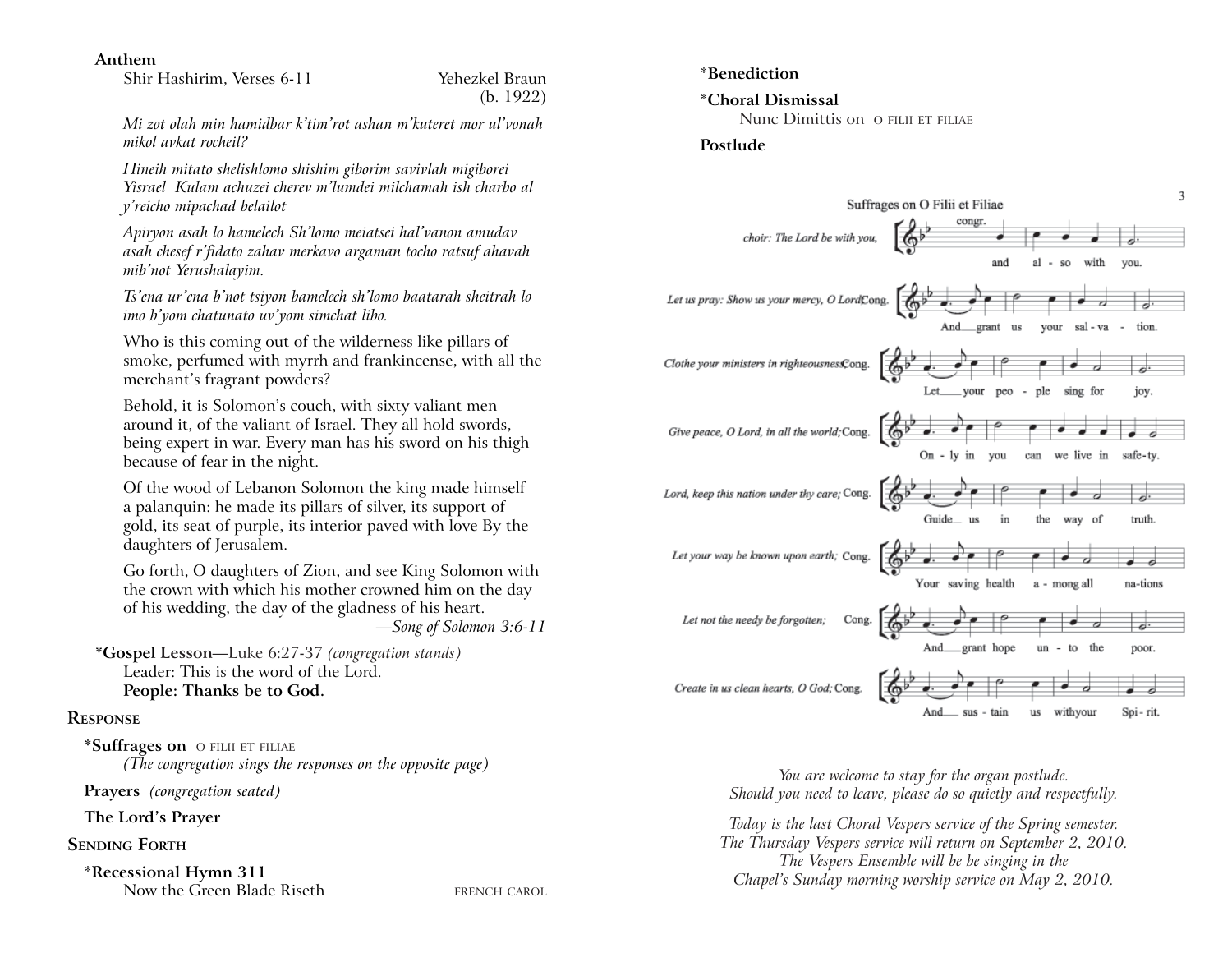**Anthem**

Shir Hashirim, Verses 6-11 — Yehezkel Braun (b. 1922)

*Mi zot olah min hamidbar k'tim'rot ashan m'kuteret mor ul'vonah mikol avkat rocheil?*

*Hineih mitato shelishlomo shishim giborim savivlah migiborei Yisrael Kulam achuzei cherev m'lumdei milchamah ish charbo al y'reicho mipachad belailot*

*Apiryon asah lo hamelech Sh'lomo meiatsei hal'vanon amudav asah chesef r'fidato zahav merkavo argaman tocho ratsuf ahavah mib'not Yerushalayim.*

*Ts'ena ur'ena b'not tsiyon bamelech sh'lomo baatarah sheitrah lo imo b'yom chatunato uv'yom simchat libo.*

Who is this coming out of the wilderness like pillars of smoke, perfumed with myrrh and frankincense, with all the merchant's fragrant powders?

Behold, it is Solomon's couch, with sixty valiant men around it, of the valiant of Israel. They all hold swords, being expert in war. Every man has his sword on his thigh because of fear in the night.

Of the wood of Lebanon Solomon the king made himself a palanquin: he made its pillars of silver, its support of gold, its seat of purple, its interior paved with love By the daughters of Jerusalem.

Go forth, O daughters of Zion, and see King Solomon with the crown with which his mother crowned him on the day of his wedding, the day of the gladness of his heart.

*—Song of Solomon 3:6-11*

***Gospel Lesson**—Luke 6:27-37 *(congregation stands)*

Leader: This is the word of the Lord.

**People: Thanks be to God.**

## Response

***Suffrages on** O FILII ET FILIAE

*(The congregation sings the responses on the opposite page)*

**Prayers** *(congregation seated)*

**The Lord's Prayer**

## Sending Forth

***Recessional Hymn 311**

Now the Green Blade Riseth — FRENCH CAROL

***Benediction**

***Choral Dismissal**

Nunc Dimittis on O FILII ET FILIAE

**Postlude**

Suffrages on O Filii et Filiae

*choir: The Lord be with you,* congr. and also with you.

*Let us pray: Show us your mercy, O Lord;* Cong. And grant us your salvation.

*Clothe your ministers in righteousness;* Cong. Let your people sing for joy.

*Give peace, O Lord, in all the world;* Cong. Only in you can we live in safety.

*Lord, keep this nation under thy care;* Cong. Guide us in the way of truth.

*Let your way be known upon earth;* Cong. Your saving health among all nations

*Let not the needy be forgotten;* Cong. And grant hope unto the poor.

*Create in us clean hearts, O God;* Cong. And sustain us with your Spirit.

*You are welcome to stay for the organ postlude.*
*Should you need to leave, please do so quietly and respectfully.*

*Today is the last Choral Vespers service of the Spring semester.*
*The Thursday Vespers service will return on September 2, 2010.*
*The Vespers Ensemble will be be singing in the*
*Chapel's Sunday morning worship service on May 2, 2010.*